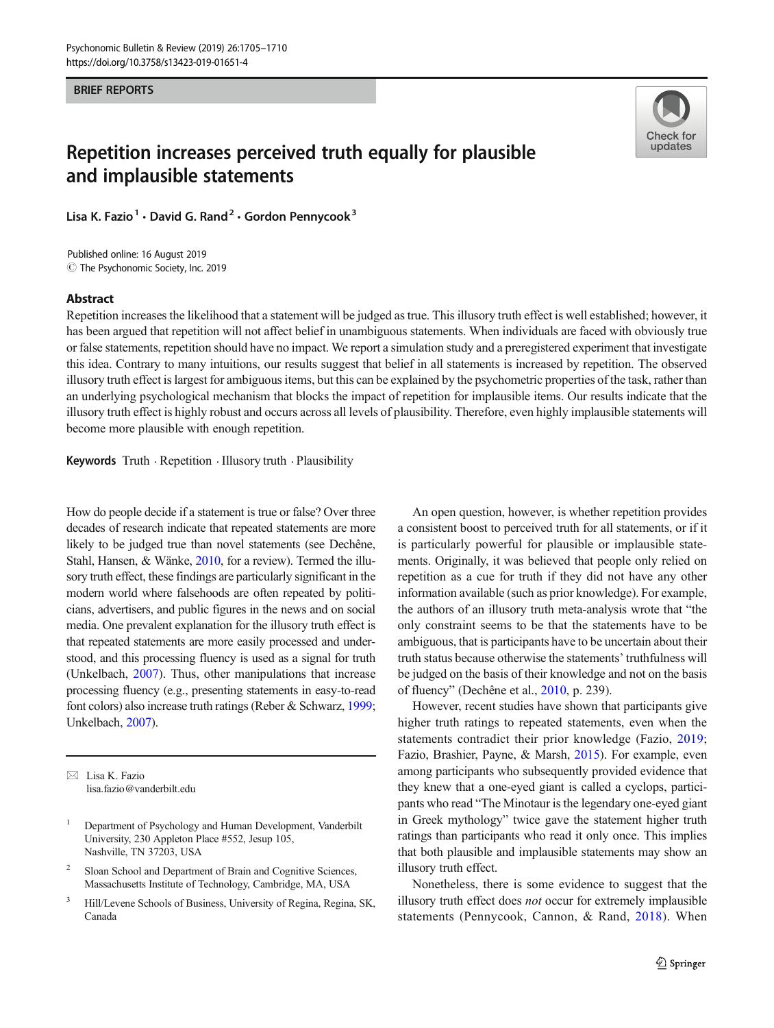BRIEF REPORTS

# Repetition increases perceived truth equally for plausible and implausible statements

Lisa K. Fazio[1] · David G. Rand[2] · Gordon Pennycook[3]

Published online: 16 August 2019
© The Psychonomic Society, Inc. 2019

## Abstract

Repetition increases the likelihood that a statement will be judged as true. This illusory truth effect is well established; however, it has been argued that repetition will not affect belief in unambiguous statements. When individuals are faced with obviously true or false statements, repetition should have no impact. We report a simulation study and a preregistered experiment that investigate this idea. Contrary to many intuitions, our results suggest that belief in all statements is increased by repetition. The observed illusory truth effect is largest for ambiguous items, but this can be explained by the psychometric properties of the task, rather than an underlying psychological mechanism that blocks the impact of repetition for implausible items. Our results indicate that the illusory truth effect is highly robust and occurs across all levels of plausibility. Therefore, even highly implausible statements will become more plausible with enough repetition.

**Keywords** Truth · Repetition · Illusory truth · Plausibility

How do people decide if a statement is true or false? Over three decades of research indicate that repeated statements are more likely to be judged true than novel statements (see Dechêne, Stahl, Hansen, & Wänke, 2010, for a review). Termed the illusory truth effect, these findings are particularly significant in the modern world where falsehoods are often repeated by politicians, advertisers, and public figures in the news and on social media. One prevalent explanation for the illusory truth effect is that repeated statements are more easily processed and understood, and this processing fluency is used as a signal for truth (Unkelbach, 2007). Thus, other manipulations that increase processing fluency (e.g., presenting statements in easy-to-read font colors) also increase truth ratings (Reber & Schwarz, 1999; Unkelbach, 2007).

An open question, however, is whether repetition provides a consistent boost to perceived truth for all statements, or if it is particularly powerful for plausible or implausible statements. Originally, it was believed that people only relied on repetition as a cue for truth if they did not have any other information available (such as prior knowledge). For example, the authors of an illusory truth meta-analysis wrote that "the only constraint seems to be that the statements have to be ambiguous, that is participants have to be uncertain about their truth status because otherwise the statements' truthfulness will be judged on the basis of their knowledge and not on the basis of fluency" (Dechêne et al., 2010, p. 239).

However, recent studies have shown that participants give higher truth ratings to repeated statements, even when the statements contradict their prior knowledge (Fazio, 2019; Fazio, Brashier, Payne, & Marsh, 2015). For example, even among participants who subsequently provided evidence that they knew that a one-eyed giant is called a cyclops, participants who read "The Minotaur is the legendary one-eyed giant in Greek mythology" twice gave the statement higher truth ratings than participants who read it only once. This implies that both plausible and implausible statements may show an illusory truth effect.

Nonetheless, there is some evidence to suggest that the illusory truth effect does *not* occur for extremely implausible statements (Pennycook, Cannon, & Rand, 2018). When

---

✉ Lisa K. Fazio
lisa.fazio@vanderbilt.edu

[1] Department of Psychology and Human Development, Vanderbilt University, 230 Appleton Place #552, Jesup 105, Nashville, TN 37203, USA

[2] Sloan School and Department of Brain and Cognitive Sciences, Massachusetts Institute of Technology, Cambridge, MA, USA

[3] Hill/Levene Schools of Business, University of Regina, Regina, SK, Canada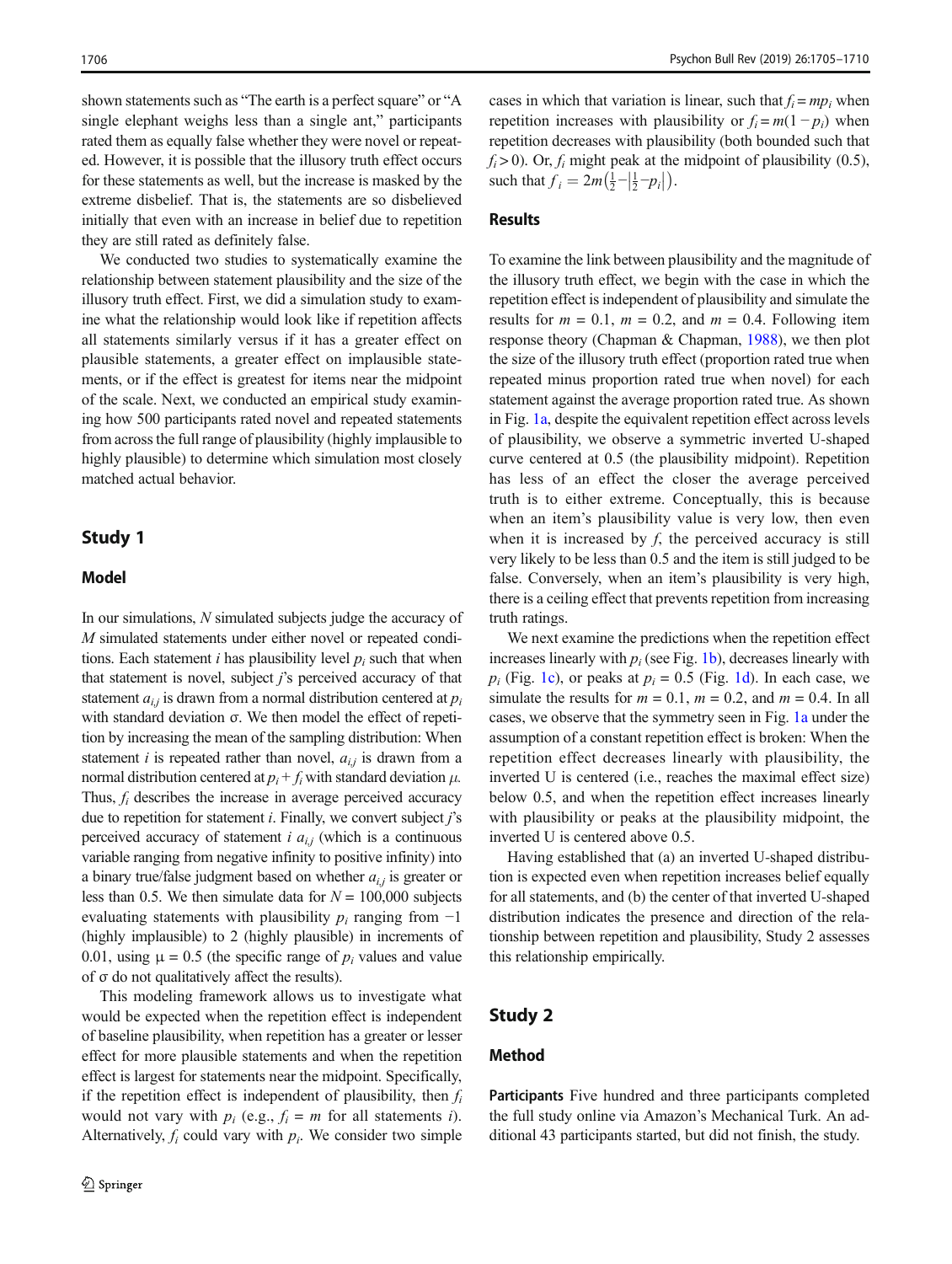shown statements such as "The earth is a perfect square" or "A single elephant weighs less than a single ant," participants rated them as equally false whether they were novel or repeated. However, it is possible that the illusory truth effect occurs for these statements as well, but the increase is masked by the extreme disbelief. That is, the statements are so disbelieved initially that even with an increase in belief due to repetition they are still rated as definitely false.

We conducted two studies to systematically examine the relationship between statement plausibility and the size of the illusory truth effect. First, we did a simulation study to examine what the relationship would look like if repetition affects all statements similarly versus if it has a greater effect on plausible statements, a greater effect on implausible statements, or if the effect is greatest for items near the midpoint of the scale. Next, we conducted an empirical study examining how 500 participants rated novel and repeated statements from across the full range of plausibility (highly implausible to highly plausible) to determine which simulation most closely matched actual behavior.

## Study 1

### Model

In our simulations, $N$ simulated subjects judge the accuracy of $M$ simulated statements under either novel or repeated conditions. Each statement $i$ has plausibility level $p_i$ such that when that statement is novel, subject $j$'s perceived accuracy of that statement $a_{i,j}$ is drawn from a normal distribution centered at $p_i$ with standard deviation σ. We then model the effect of repetition by increasing the mean of the sampling distribution: When statement $i$ is repeated rather than novel, $a_{i,j}$ is drawn from a normal distribution centered at $p_i + f_i$ with standard deviation $\mu$. Thus, $f_i$ describes the increase in average perceived accuracy due to repetition for statement $i$. Finally, we convert subject $j$'s perceived accuracy of statement $i$ $a_{i,j}$ (which is a continuous variable ranging from negative infinity to positive infinity) into a binary true/false judgment based on whether $a_{i,j}$ is greater or less than 0.5. We then simulate data for $N$ = 100,000 subjects evaluating statements with plausibility $p_i$ ranging from −1 (highly implausible) to 2 (highly plausible) in increments of 0.01, using μ = 0.5 (the specific range of $p_i$ values and value of σ do not qualitatively affect the results).

This modeling framework allows us to investigate what would be expected when the repetition effect is independent of baseline plausibility, when repetition has a greater or lesser effect for more plausible statements and when the repetition effect is largest for statements near the midpoint. Specifically, if the repetition effect is independent of plausibility, then $f_i$ would not vary with $p_i$ (e.g., $f_i$ = $m$ for all statements $i$). Alternatively, $f_i$ could vary with $p_i$. We consider two simple cases in which that variation is linear, such that $f_i = mp_i$ when repetition increases with plausibility or $f_i = m(1 - p_i)$ when repetition decreases with plausibility (both bounded such that $f_i > 0$). Or, $f_i$ might peak at the midpoint of plausibility (0.5), such that $f_i = 2m\left(\frac{1}{2} - \left|\frac{1}{2} - p_i\right|\right)$.

### Results

To examine the link between plausibility and the magnitude of the illusory truth effect, we begin with the case in which the repetition effect is independent of plausibility and simulate the results for $m$ = 0.1, $m$ = 0.2, and $m$ = 0.4. Following item response theory (Chapman & Chapman, 1988), we then plot the size of the illusory truth effect (proportion rated true when repeated minus proportion rated true when novel) for each statement against the average proportion rated true. As shown in Fig. 1a, despite the equivalent repetition effect across levels of plausibility, we observe a symmetric inverted U-shaped curve centered at 0.5 (the plausibility midpoint). Repetition has less of an effect the closer the average perceived truth is to either extreme. Conceptually, this is because when an item's plausibility value is very low, then even when it is increased by $f$, the perceived accuracy is still very likely to be less than 0.5 and the item is still judged to be false. Conversely, when an item's plausibility is very high, there is a ceiling effect that prevents repetition from increasing truth ratings.

We next examine the predictions when the repetition effect increases linearly with $p_i$ (see Fig. 1b), decreases linearly with $p_i$ (Fig. 1c), or peaks at $p_i$ = 0.5 (Fig. 1d). In each case, we simulate the results for $m$ = 0.1, $m$ = 0.2, and $m$ = 0.4. In all cases, we observe that the symmetry seen in Fig. 1a under the assumption of a constant repetition effect is broken: When the repetition effect decreases linearly with plausibility, the inverted U is centered (i.e., reaches the maximal effect size) below 0.5, and when the repetition effect increases linearly with plausibility or peaks at the plausibility midpoint, the inverted U is centered above 0.5.

Having established that (a) an inverted U-shaped distribution is expected even when repetition increases belief equally for all statements, and (b) the center of that inverted U-shaped distribution indicates the presence and direction of the relationship between repetition and plausibility, Study 2 assesses this relationship empirically.

## Study 2

### Method

**Participants** Five hundred and three participants completed the full study online via Amazon's Mechanical Turk. An additional 43 participants started, but did not finish, the study.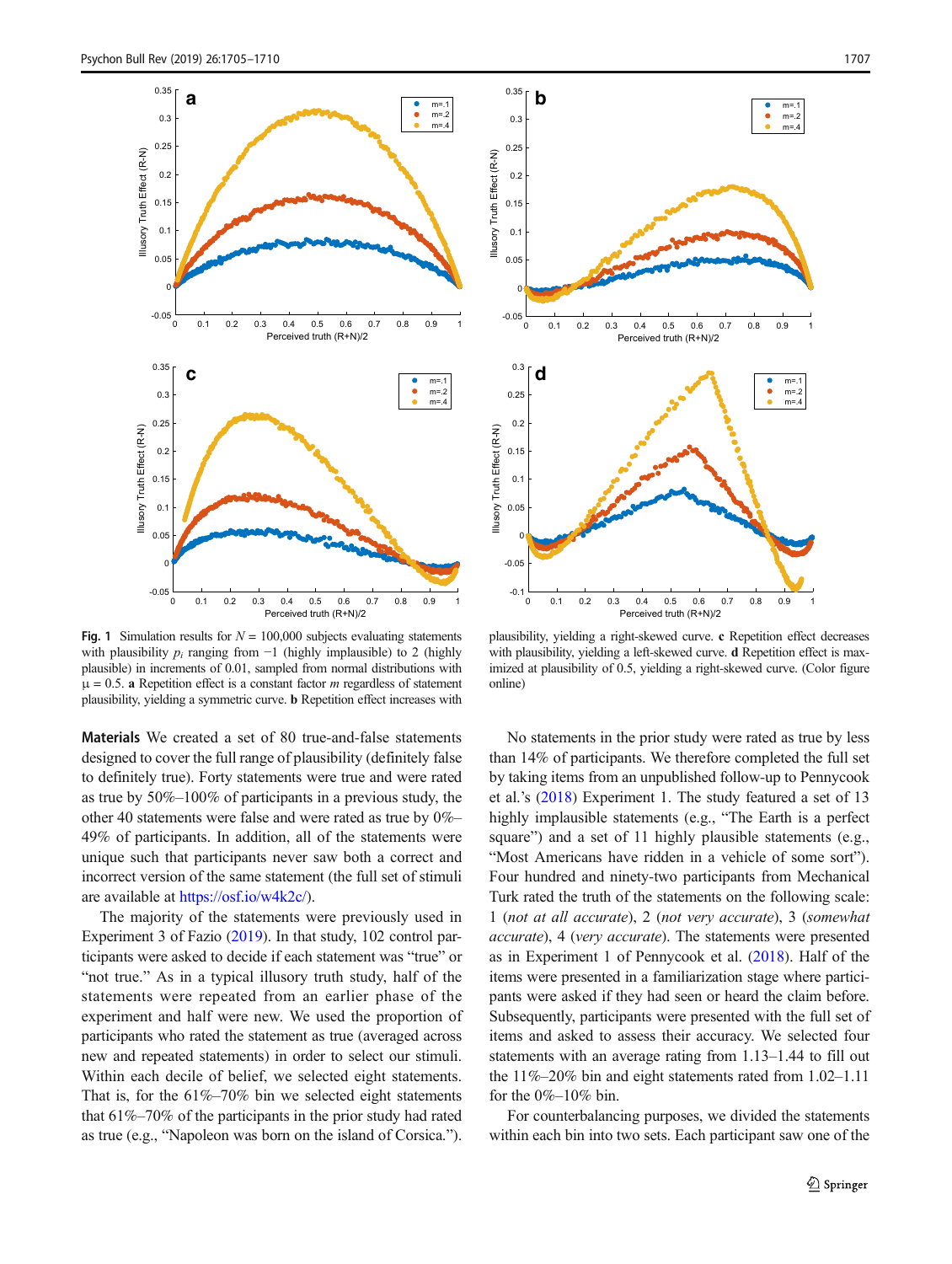a

Illusory Truth Effect (R-N)

Perceived truth (R+N)/2

m=.1
m=.2
m=.4

b

Illusory Truth Effect (R-N)

Perceived truth (R+N)/2

m=.1
m=.2
m=.4

c

Illusory Truth Effect (R-N)

Perceived truth (R+N)/2

m=.1
m=.2
m=.4

d

Illusory Truth Effect (R-N)

Perceived truth (R+N)/2

m=.1
m=.2
m=.4

**Fig. 1** Simulation results for $N$ = 100,000 subjects evaluating statements with plausibility $p_i$ ranging from −1 (highly implausible) to 2 (highly plausible) in increments of 0.01, sampled from normal distributions with $\mu$ = 0.5. **a** Repetition effect is a constant factor $m$ regardless of statement plausibility, yielding a symmetric curve. **b** Repetition effect increases with plausibility, yielding a right-skewed curve. **c** Repetition effect decreases with plausibility, yielding a left-skewed curve. **d** Repetition effect is maximized at plausibility of 0.5, yielding a right-skewed curve. (Color figure online)

**Materials** We created a set of 80 true-and-false statements designed to cover the full range of plausibility (definitely false to definitely true). Forty statements were true and were rated as true by 50%–100% of participants in a previous study, the other 40 statements were false and were rated as true by 0%–49% of participants. In addition, all of the statements were unique such that participants never saw both a correct and incorrect version of the same statement (the full set of stimuli are available at https://osf.io/w4k2c/).

The majority of the statements were previously used in Experiment 3 of Fazio (2019). In that study, 102 control participants were asked to decide if each statement was "true" or "not true." As in a typical illusory truth study, half of the statements were repeated from an earlier phase of the experiment and half were new. We used the proportion of participants who rated the statement as true (averaged across new and repeated statements) in order to select our stimuli. Within each decile of belief, we selected eight statements. That is, for the 61%–70% bin we selected eight statements that 61%–70% of the participants in the prior study had rated as true (e.g., "Napoleon was born on the island of Corsica.").

No statements in the prior study were rated as true by less than 14% of participants. We therefore completed the full set by taking items from an unpublished follow-up to Pennycook et al.'s (2018) Experiment 1. The study featured a set of 13 highly implausible statements (e.g., "The Earth is a perfect square") and a set of 11 highly plausible statements (e.g., "Most Americans have ridden in a vehicle of some sort"). Four hundred and ninety-two participants from Mechanical Turk rated the truth of the statements on the following scale: 1 (*not at all accurate*), 2 (*not very accurate*), 3 (*somewhat accurate*), 4 (*very accurate*). The statements were presented as in Experiment 1 of Pennycook et al. (2018). Half of the items were presented in a familiarization stage where participants were asked if they had seen or heard the claim before. Subsequently, participants were presented with the full set of items and asked to assess their accuracy. We selected four statements with an average rating from 1.13–1.44 to fill out the 11%–20% bin and eight statements rated from 1.02–1.11 for the 0%–10% bin.

For counterbalancing purposes, we divided the statements within each bin into two sets. Each participant saw one of the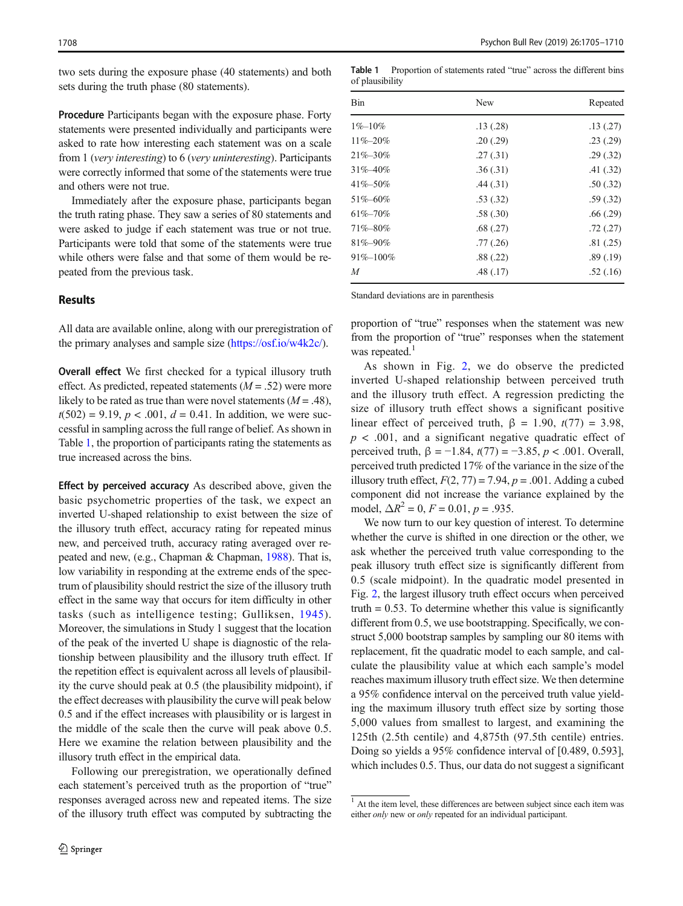two sets during the exposure phase (40 statements) and both sets during the truth phase (80 statements).

**Procedure** Participants began with the exposure phase. Forty statements were presented individually and participants were asked to rate how interesting each statement was on a scale from 1 (*very interesting*) to 6 (*very uninteresting*). Participants were correctly informed that some of the statements were true and others were not true.

Immediately after the exposure phase, participants began the truth rating phase. They saw a series of 80 statements and were asked to judge if each statement was true or not true. Participants were told that some of the statements were true while others were false and that some of them would be repeated from the previous task.

## Results

All data are available online, along with our preregistration of the primary analyses and sample size (https://osf.io/w4k2c/).

**Overall effect** We first checked for a typical illusory truth effect. As predicted, repeated statements ($M = .52$) were more likely to be rated as true than were novel statements ($M = .48$), $t(502) = 9.19$, $p < .001$, $d = 0.41$. In addition, we were successful in sampling across the full range of belief. As shown in Table 1, the proportion of participants rating the statements as true increased across the bins.

**Effect by perceived accuracy** As described above, given the basic psychometric properties of the task, we expect an inverted U-shaped relationship to exist between the size of the illusory truth effect, accuracy rating for repeated minus new, and perceived truth, accuracy rating averaged over repeated and new, (e.g., Chapman & Chapman, 1988). That is, low variability in responding at the extreme ends of the spectrum of plausibility should restrict the size of the illusory truth effect in the same way that occurs for item difficulty in other tasks (such as intelligence testing; Gulliksen, 1945). Moreover, the simulations in Study 1 suggest that the location of the peak of the inverted U shape is diagnostic of the relationship between plausibility and the illusory truth effect. If the repetition effect is equivalent across all levels of plausibility the curve should peak at 0.5 (the plausibility midpoint), if the effect decreases with plausibility the curve will peak below 0.5 and if the effect increases with plausibility or is largest in the middle of the scale then the curve will peak above 0.5. Here we examine the relation between plausibility and the illusory truth effect in the empirical data.

Following our preregistration, we operationally defined each statement's perceived truth as the proportion of "true" responses averaged across new and repeated items. The size of the illusory truth effect was computed by subtracting the proportion of "true" responses when the statement was new from the proportion of "true" responses when the statement was repeated.[1]

**Table 1** Proportion of statements rated "true" across the different bins of plausibility

| Bin | New | Repeated |
|---|---|---|
| 1%–10% | .13 (.28) | .13 (.27) |
| 11%–20% | .20 (.29) | .23 (.29) |
| 21%–30% | .27 (.31) | .29 (.32) |
| 31%–40% | .36 (.31) | .41 (.32) |
| 41%–50% | .44 (.31) | .50 (.32) |
| 51%–60% | .53 (.32) | .59 (.32) |
| 61%–70% | .58 (.30) | .66 (.29) |
| 71%–80% | .68 (.27) | .72 (.27) |
| 81%–90% | .77 (.26) | .81 (.25) |
| 91%–100% | .88 (.22) | .89 (.19) |
| *M* | .48 (.17) | .52 (.16) |

Standard deviations are in parenthesis

As shown in Fig. 2, we do observe the predicted inverted U-shaped relationship between perceived truth and the illusory truth effect. A regression predicting the size of illusory truth effect shows a significant positive linear effect of perceived truth, $\beta = 1.90$, $t(77) = 3.98$, $p < .001$, and a significant negative quadratic effect of perceived truth, $\beta = -1.84$, $t(77) = -3.85$, $p < .001$. Overall, perceived truth predicted 17% of the variance in the size of the illusory truth effect, $F(2, 77) = 7.94$, $p = .001$. Adding a cubed component did not increase the variance explained by the model, $\Delta R^2 = 0$, $F = 0.01$, $p = .935$.

We now turn to our key question of interest. To determine whether the curve is shifted in one direction or the other, we ask whether the perceived truth value corresponding to the peak illusory truth effect size is significantly different from 0.5 (scale midpoint). In the quadratic model presented in Fig. 2, the largest illusory truth effect occurs when perceived truth = 0.53. To determine whether this value is significantly different from 0.5, we use bootstrapping. Specifically, we construct 5,000 bootstrap samples by sampling our 80 items with replacement, fit the quadratic model to each sample, and calculate the plausibility value at which each sample's model reaches maximum illusory truth effect size. We then determine a 95% confidence interval on the perceived truth value yielding the maximum illusory truth effect size by sorting those 5,000 values from smallest to largest, and examining the 125th (2.5th centile) and 4,875th (97.5th centile) entries. Doing so yields a 95% confidence interval of [0.489, 0.593], which includes 0.5. Thus, our data do not suggest a significant

[1] At the item level, these differences are between subject since each item was either *only* new or *only* repeated for an individual participant.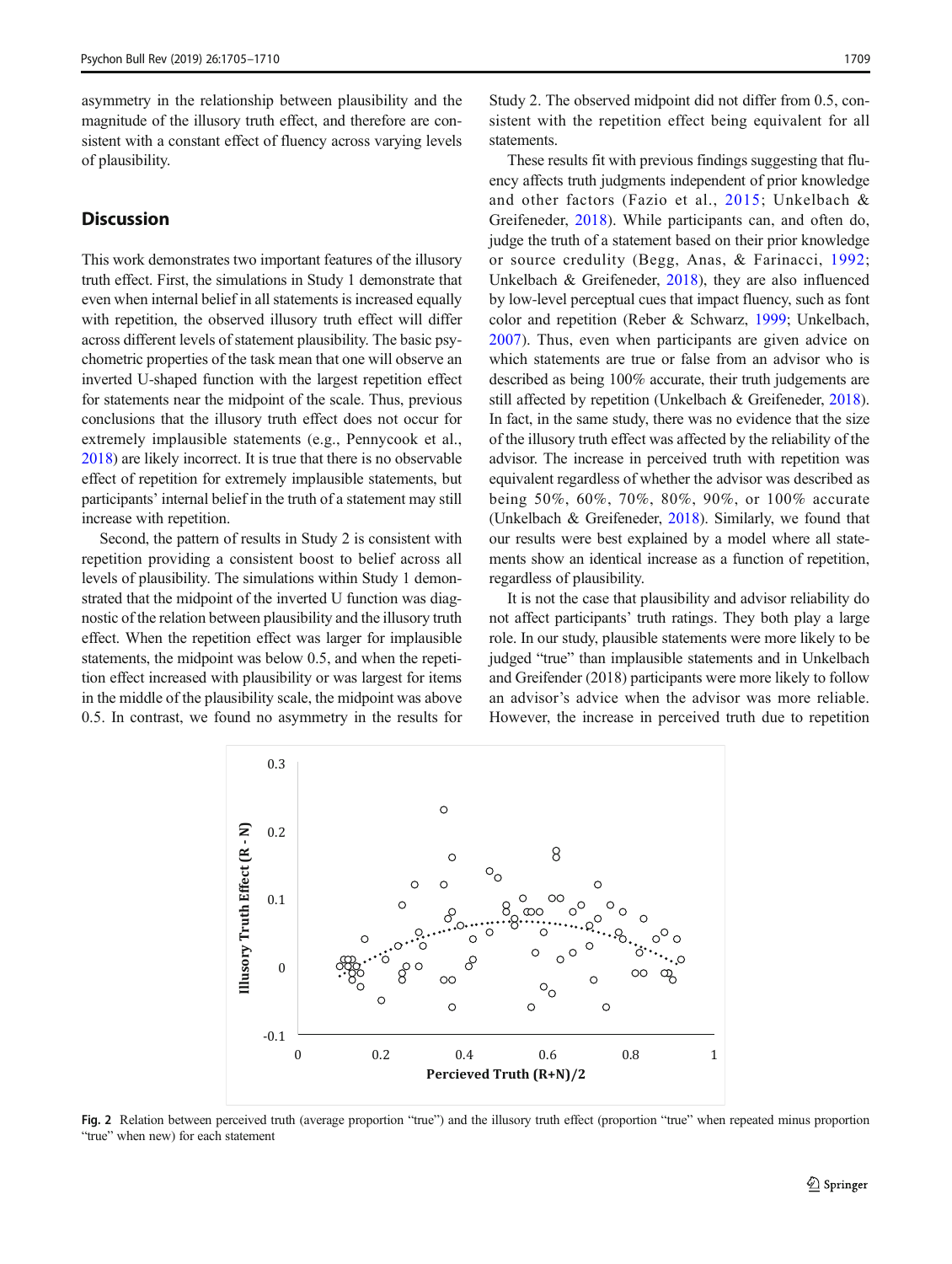asymmetry in the relationship between plausibility and the magnitude of the illusory truth effect, and therefore are consistent with a constant effect of fluency across varying levels of plausibility.

## Discussion

This work demonstrates two important features of the illusory truth effect. First, the simulations in Study 1 demonstrate that even when internal belief in all statements is increased equally with repetition, the observed illusory truth effect will differ across different levels of statement plausibility. The basic psychometric properties of the task mean that one will observe an inverted U-shaped function with the largest repetition effect for statements near the midpoint of the scale. Thus, previous conclusions that the illusory truth effect does not occur for extremely implausible statements (e.g., Pennycook et al., 2018) are likely incorrect. It is true that there is no observable effect of repetition for extremely implausible statements, but participants' internal belief in the truth of a statement may still increase with repetition.

Second, the pattern of results in Study 2 is consistent with repetition providing a consistent boost to belief across all levels of plausibility. The simulations within Study 1 demonstrated that the midpoint of the inverted U function was diagnostic of the relation between plausibility and the illusory truth effect. When the repetition effect was larger for implausible statements, the midpoint was below 0.5, and when the repetition effect increased with plausibility or was largest for items in the middle of the plausibility scale, the midpoint was above 0.5. In contrast, we found no asymmetry in the results for Study 2. The observed midpoint did not differ from 0.5, consistent with the repetition effect being equivalent for all statements.

These results fit with previous findings suggesting that fluency affects truth judgments independent of prior knowledge and other factors (Fazio et al., 2015; Unkelbach & Greifeneder, 2018). While participants can, and often do, judge the truth of a statement based on their prior knowledge or source credulity (Begg, Anas, & Farinacci, 1992; Unkelbach & Greifeneder, 2018), they are also influenced by low-level perceptual cues that impact fluency, such as font color and repetition (Reber & Schwarz, 1999; Unkelbach, 2007). Thus, even when participants are given advice on which statements are true or false from an advisor who is described as being 100% accurate, their truth judgements are still affected by repetition (Unkelbach & Greifeneder, 2018). In fact, in the same study, there was no evidence that the size of the illusory truth effect was affected by the reliability of the advisor. The increase in perceived truth with repetition was equivalent regardless of whether the advisor was described as being 50%, 60%, 70%, 80%, 90%, or 100% accurate (Unkelbach & Greifeneder, 2018). Similarly, we found that our results were best explained by a model where all statements show an identical increase as a function of repetition, regardless of plausibility.

It is not the case that plausibility and advisor reliability do not affect participants' truth ratings. They both play a large role. In our study, plausible statements were more likely to be judged "true" than implausible statements and in Unkelbach and Greifender (2018) participants were more likely to follow an advisor's advice when the advisor was more reliable. However, the increase in perceived truth due to repetition

Illusory Truth Effect (R - N)

0.3
0.2
0.1
0
-0.1

0
0.2
0.4
0.6
0.8
1

Percieved Truth (R+N)/2

Fig. 2 Relation between perceived truth (average proportion "true") and the illusory truth effect (proportion "true" when repeated minus proportion "true" when new) for each statement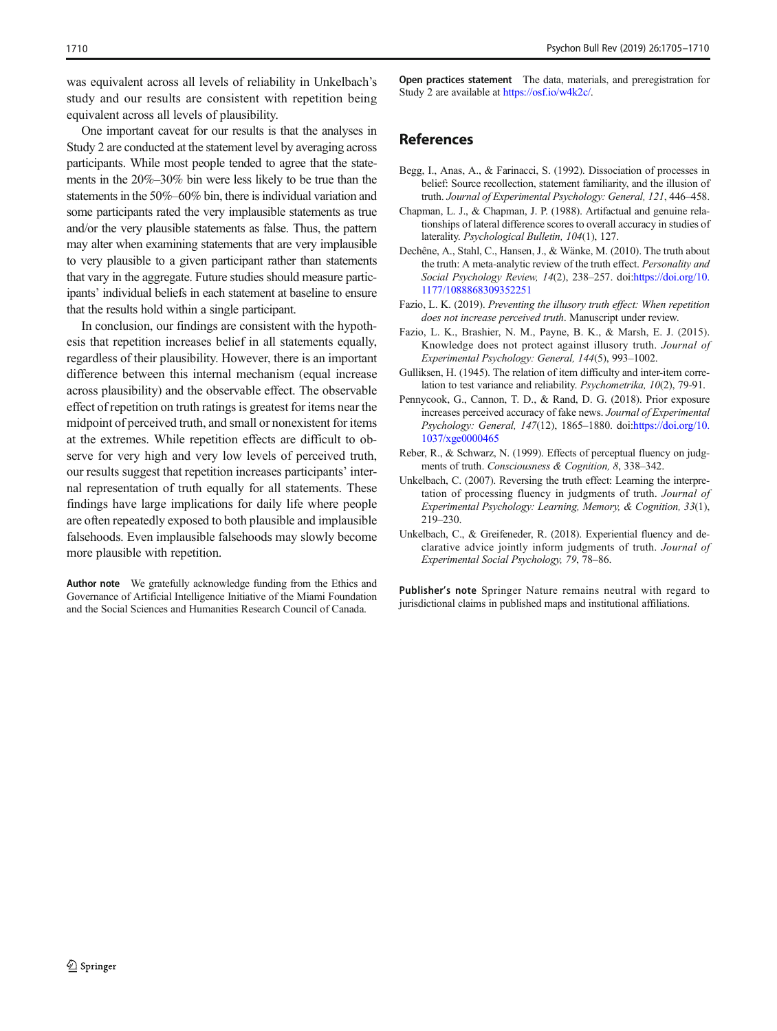was equivalent across all levels of reliability in Unkelbach's study and our results are consistent with repetition being equivalent across all levels of plausibility.

One important caveat for our results is that the analyses in Study 2 are conducted at the statement level by averaging across participants. While most people tended to agree that the statements in the 20%–30% bin were less likely to be true than the statements in the 50%–60% bin, there is individual variation and some participants rated the very implausible statements as true and/or the very plausible statements as false. Thus, the pattern may alter when examining statements that are very implausible to very plausible to a given participant rather than statements that vary in the aggregate. Future studies should measure participants' individual beliefs in each statement at baseline to ensure that the results hold within a single participant.

In conclusion, our findings are consistent with the hypothesis that repetition increases belief in all statements equally, regardless of their plausibility. However, there is an important difference between this internal mechanism (equal increase across plausibility) and the observable effect. The observable effect of repetition on truth ratings is greatest for items near the midpoint of perceived truth, and small or nonexistent for items at the extremes. While repetition effects are difficult to observe for very high and very low levels of perceived truth, our results suggest that repetition increases participants' internal representation of truth equally for all statements. These findings have large implications for daily life where people are often repeatedly exposed to both plausible and implausible falsehoods. Even implausible falsehoods may slowly become more plausible with repetition.

**Author note** We gratefully acknowledge funding from the Ethics and Governance of Artificial Intelligence Initiative of the Miami Foundation and the Social Sciences and Humanities Research Council of Canada.

**Open practices statement** The data, materials, and preregistration for Study 2 are available at https://osf.io/w4k2c/.

## References

Begg, I., Anas, A., & Farinacci, S. (1992). Dissociation of processes in belief: Source recollection, statement familiarity, and the illusion of truth. *Journal of Experimental Psychology: General, 121*, 446–458.

Chapman, L. J., & Chapman, J. P. (1988). Artifactual and genuine relationships of lateral difference scores to overall accuracy in studies of laterality. *Psychological Bulletin, 104*(1), 127.

Dechêne, A., Stahl, C., Hansen, J., & Wänke, M. (2010). The truth about the truth: A meta-analytic review of the truth effect. *Personality and Social Psychology Review, 14*(2), 238–257. doi:https://doi.org/10.1177/1088868309352251

Fazio, L. K. (2019). *Preventing the illusory truth effect: When repetition does not increase perceived truth*. Manuscript under review.

Fazio, L. K., Brashier, N. M., Payne, B. K., & Marsh, E. J. (2015). Knowledge does not protect against illusory truth. *Journal of Experimental Psychology: General, 144*(5), 993–1002.

Gulliksen, H. (1945). The relation of item difficulty and inter-item correlation to test variance and reliability. *Psychometrika, 10*(2), 79-91.

Pennycook, G., Cannon, T. D., & Rand, D. G. (2018). Prior exposure increases perceived accuracy of fake news. *Journal of Experimental Psychology: General, 147*(12), 1865–1880. doi:https://doi.org/10.1037/xge0000465

Reber, R., & Schwarz, N. (1999). Effects of perceptual fluency on judgments of truth. *Consciousness & Cognition, 8*, 338–342.

Unkelbach, C. (2007). Reversing the truth effect: Learning the interpretation of processing fluency in judgments of truth. *Journal of Experimental Psychology: Learning, Memory, & Cognition, 33*(1), 219–230.

Unkelbach, C., & Greifeneder, R. (2018). Experiential fluency and declarative advice jointly inform judgments of truth. *Journal of Experimental Social Psychology, 79*, 78–86.

**Publisher's note** Springer Nature remains neutral with regard to jurisdictional claims in published maps and institutional affiliations.